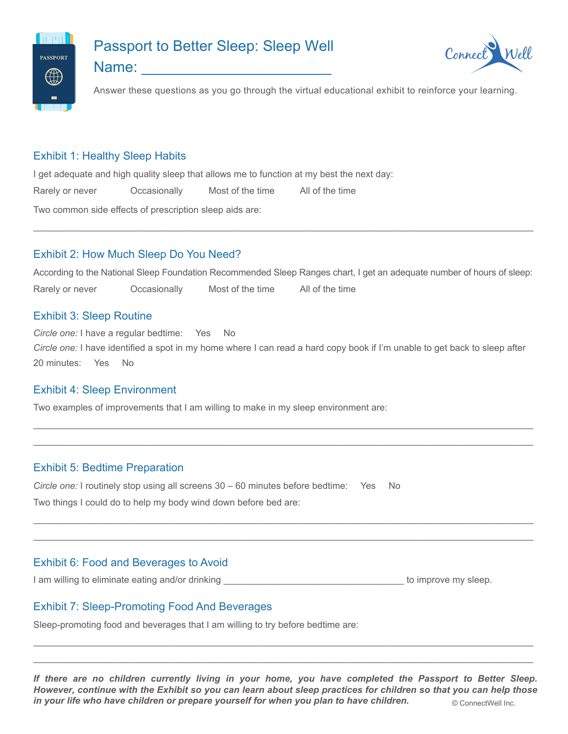# Passport to Better Sleep: Sleep Well

## Name: ________________________

Answer these questions as you go through the virtual educational exhibit to reinforce your learning.

### Exhibit 1: Healthy Sleep Habits

I get adequate and high quality sleep that allows me to function at my best the next day:

Rarely or never    Occasionally    Most of the time    All of the time

Two common side effects of prescription sleep aids are:

_______________________________________________________________________________________

### Exhibit 2: How Much Sleep Do You Need?

According to the National Sleep Foundation Recommended Sleep Ranges chart, I get an adequate number of hours of sleep:

Rarely or never    Occasionally    Most of the time    All of the time

### Exhibit 3: Sleep Routine

*Circle one:* I have a regular bedtime:    Yes    No

*Circle one:* I have identified a spot in my home where I can read a hard copy book if I'm unable to get back to sleep after 20 minutes:    Yes    No

### Exhibit 4: Sleep Environment

Two examples of improvements that I am willing to make in my sleep environment are:

_______________________________________________________________________________________

_______________________________________________________________________________________

### Exhibit 5: Bedtime Preparation

*Circle one:* I routinely stop using all screens 30 – 60 minutes before bedtime:    Yes    No

Two things I could do to help my body wind down before bed are:

_______________________________________________________________________________________

_______________________________________________________________________________________

### Exhibit 6: Food and Beverages to Avoid

I am willing to eliminate eating and/or drinking ___________________________________ to improve my sleep.

### Exhibit 7: Sleep-Promoting Food And Beverages

Sleep-promoting food and beverages that I am willing to try before bedtime are:

_______________________________________________________________________________________

_______________________________________________________________________________________

***If there are no children currently living in your home, you have completed the Passport to Better Sleep. However, continue with the Exhibit so you can learn about sleep practices for children so that you can help those in your life who have children or prepare yourself for when you plan to have children.***

© ConnectWell Inc.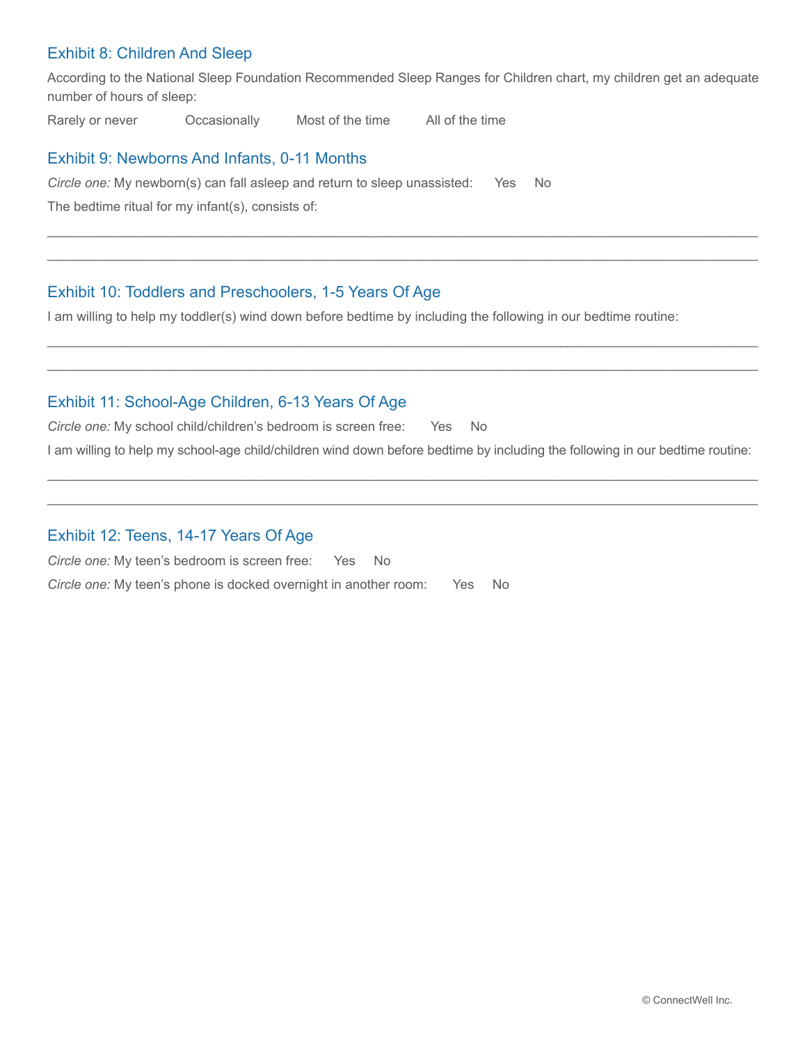### Exhibit 8: Children And Sleep

According to the National Sleep Foundation Recommended Sleep Ranges for Children chart, my children get an adequate number of hours of sleep:

Rarely or never     Occasionally     Most of the time     All of the time

### Exhibit 9: Newborns And Infants, 0-11 Months

*Circle one:* My newborn(s) can fall asleep and return to sleep unassisted:   Yes   No

The bedtime ritual for my infant(s), consists of:

\_\_\_\_\_\_\_\_\_\_\_\_\_\_\_\_\_\_\_\_\_\_\_\_\_\_\_\_\_\_\_\_\_\_\_\_\_\_\_\_\_\_\_\_\_\_\_\_\_\_\_\_\_\_\_\_\_\_\_\_\_\_\_\_\_\_\_\_\_\_\_\_\_\_\_\_\_\_

\_\_\_\_\_\_\_\_\_\_\_\_\_\_\_\_\_\_\_\_\_\_\_\_\_\_\_\_\_\_\_\_\_\_\_\_\_\_\_\_\_\_\_\_\_\_\_\_\_\_\_\_\_\_\_\_\_\_\_\_\_\_\_\_\_\_\_\_\_\_\_\_\_\_\_\_\_\_

### Exhibit 10: Toddlers and Preschoolers, 1-5 Years Of Age

I am willing to help my toddler(s) wind down before bedtime by including the following in our bedtime routine:

\_\_\_\_\_\_\_\_\_\_\_\_\_\_\_\_\_\_\_\_\_\_\_\_\_\_\_\_\_\_\_\_\_\_\_\_\_\_\_\_\_\_\_\_\_\_\_\_\_\_\_\_\_\_\_\_\_\_\_\_\_\_\_\_\_\_\_\_\_\_\_\_\_\_\_\_\_\_

\_\_\_\_\_\_\_\_\_\_\_\_\_\_\_\_\_\_\_\_\_\_\_\_\_\_\_\_\_\_\_\_\_\_\_\_\_\_\_\_\_\_\_\_\_\_\_\_\_\_\_\_\_\_\_\_\_\_\_\_\_\_\_\_\_\_\_\_\_\_\_\_\_\_\_\_\_\_

### Exhibit 11: School-Age Children, 6-13 Years Of Age

*Circle one:* My school child/children's bedroom is screen free:   Yes   No

I am willing to help my school-age child/children wind down before bedtime by including the following in our bedtime routine:

\_\_\_\_\_\_\_\_\_\_\_\_\_\_\_\_\_\_\_\_\_\_\_\_\_\_\_\_\_\_\_\_\_\_\_\_\_\_\_\_\_\_\_\_\_\_\_\_\_\_\_\_\_\_\_\_\_\_\_\_\_\_\_\_\_\_\_\_\_\_\_\_\_\_\_\_\_\_

\_\_\_\_\_\_\_\_\_\_\_\_\_\_\_\_\_\_\_\_\_\_\_\_\_\_\_\_\_\_\_\_\_\_\_\_\_\_\_\_\_\_\_\_\_\_\_\_\_\_\_\_\_\_\_\_\_\_\_\_\_\_\_\_\_\_\_\_\_\_\_\_\_\_\_\_\_\_

### Exhibit 12: Teens, 14-17 Years Of Age

*Circle one:* My teen's bedroom is screen free:   Yes   No

*Circle one:* My teen's phone is docked overnight in another room:   Yes   No

© ConnectWell Inc.